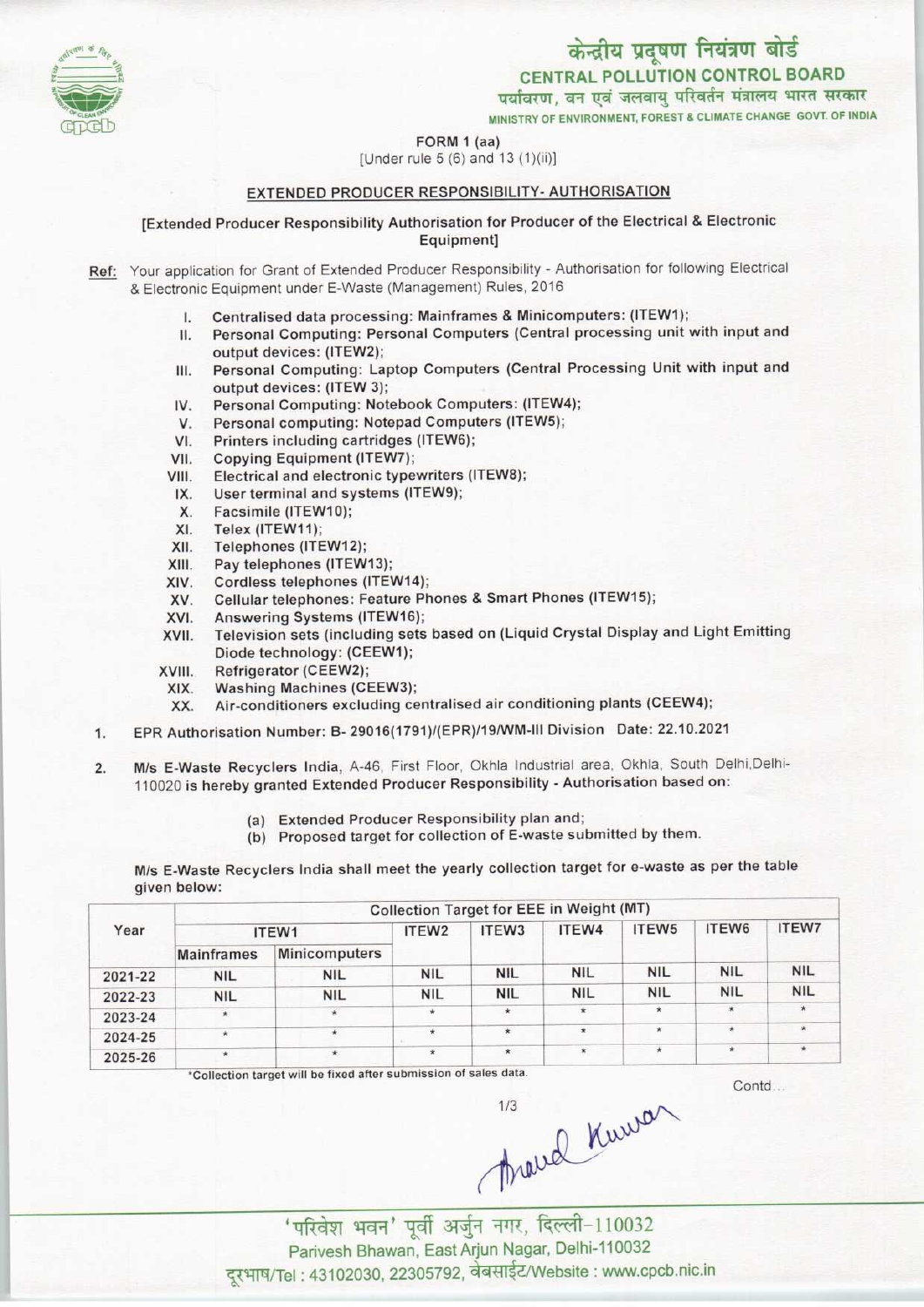# केन्द्रीय प्रदूषण नियंत्रण बोर्ड

## CENTRAL POLLUTION CONTROL BOARD

पर्यावरण, वन एवं जलवायु परिवर्तन मंत्रालय भारत सरकार

MINISTRY OF ENVIRONMENT, FOREST & CLIMATE CHANGE GOVT. OF INDIA

FORM 1 (aa)

[Under rule 5 (6) and 13 (1)(ii)]

### EXTENDED PRODUCER RESPONSIBILITY- AUTHORISATION

[Extended Producer Responsibility Authorisation for Producer of the Electrical & Electronic Equipment]

**Ref:** Your application for Grant of Extended Producer Responsibility - Authorisation for following Electrical & Electronic Equipment under E-Waste (Management) Rules, 2016

I. Centralised data processing: Mainframes & Minicomputers: (ITEW1);
II. Personal Computing: Personal Computers (Central processing unit with input and output devices: (ITEW2);
III. Personal Computing: Laptop Computers (Central Processing Unit with input and output devices: (ITEW 3);
IV. Personal Computing: Notebook Computers: (ITEW4);
V. Personal computing: Notepad Computers (ITEW5);
VI. Printers including cartridges (ITEW6);
VII. Copying Equipment (ITEW7);
VIII. Electrical and electronic typewriters (ITEW8);
IX. User terminal and systems (ITEW9);
X. Facsimile (ITEW10);
XI. Telex (ITEW11);
XII. Telephones (ITEW12);
XIII. Pay telephones (ITEW13);
XIV. Cordless telephones (ITEW14);
XV. Cellular telephones: Feature Phones & Smart Phones (ITEW15);
XVI. Answering Systems (ITEW16);
XVII. Television sets (including sets based on (Liquid Crystal Display and Light Emitting Diode technology: (CEEW1);
XVIII. Refrigerator (CEEW2);
XIX. Washing Machines (CEEW3);
XX. Air-conditioners excluding centralised air conditioning plants (CEEW4);

1. EPR Authorisation Number: B- 29016(1791)/(EPR)/19/WM-III Division Date: 22.10.2021

2. M/s E-Waste Recyclers India, A-46, First Floor, Okhla Industrial area, Okhla, South Delhi,Delhi-110020 is hereby granted Extended Producer Responsibility - Authorisation based on:

   (a) Extended Producer Responsibility plan and;
   (b) Proposed target for collection of E-waste submitted by them.

M/s E-Waste Recyclers India shall meet the yearly collection target for e-waste as per the table given below:

| Year | Collection Target for EEE in Weight (MT) | | | | | | | |
|---|---|---|---|---|---|---|---|---|
| | ITEW1 | | ITEW2 | ITEW3 | ITEW4 | ITEW5 | ITEW6 | ITEW7 |
| | Mainframes | Minicomputers | | | | | | |
| 2021-22 | NIL | NIL | NIL | NIL | NIL | NIL | NIL | NIL |
| 2022-23 | NIL | NIL | NIL | NIL | NIL | NIL | NIL | NIL |
| 2023-24 | * | * | * | * | * | * | * | * |
| 2024-25 | * | * | * | * | * | * | * | * |
| 2025-26 | * | * | * | * | * | * | * | * |

*Collection target will be fixed after submission of sales data.

Contd...

'परिवेश भवन' पूर्वी अर्जुन नगर, दिल्ली-110032
Parivesh Bhawan, East Arjun Nagar, Delhi-110032
दूरभाष/Tel : 43102030, 22305792, वेबसाईट/Website : www.cpcb.nic.in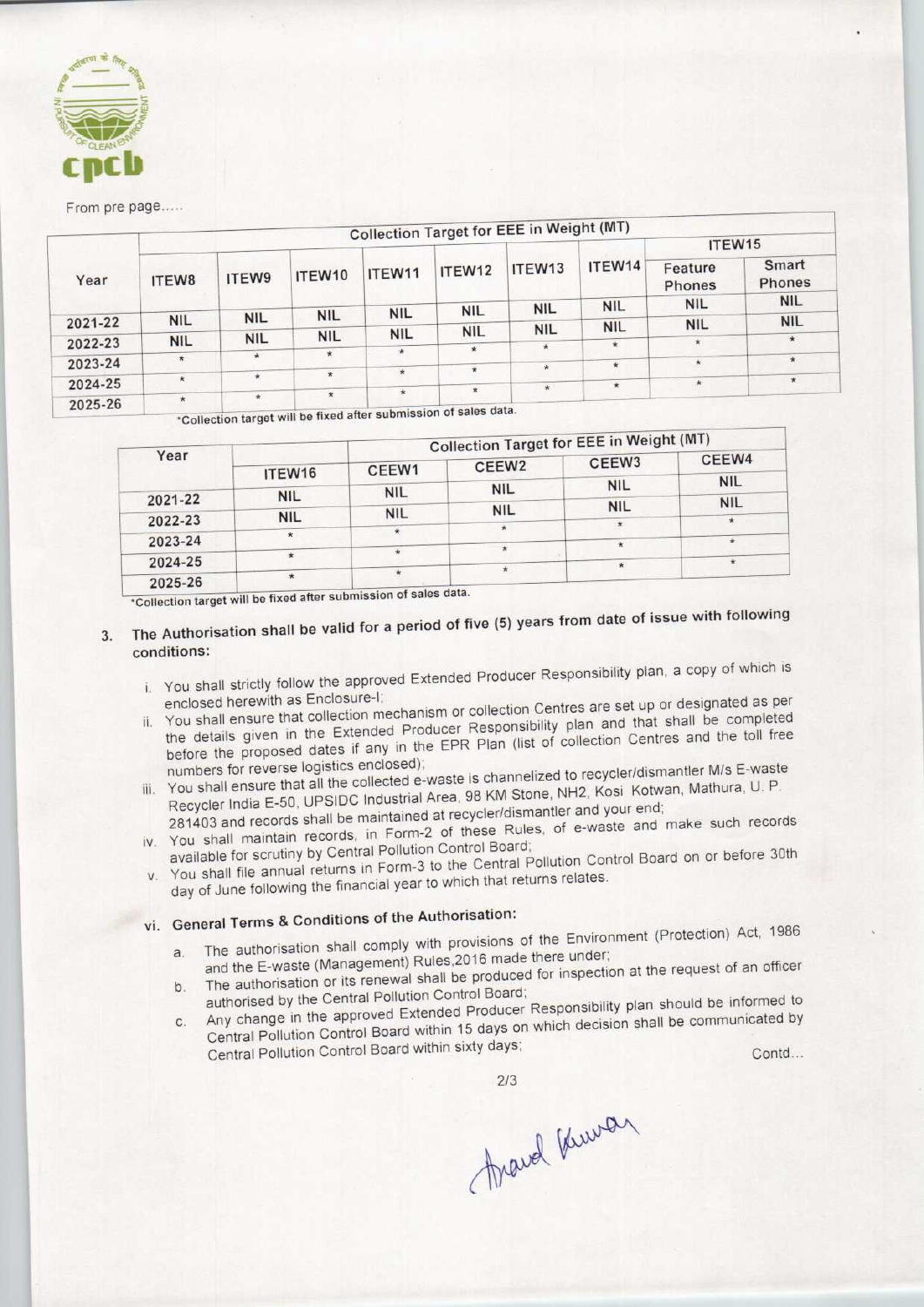From pre page.....

| Year | Collection Target for EEE in Weight (MT) | | | | | | | | |
|---|---|---|---|---|---|---|---|---|---|
| | ITEW8 | ITEW9 | ITEW10 | ITEW11 | ITEW12 | ITEW13 | ITEW14 | ITEW15 | |
| | | | | | | | | Feature Phones | Smart Phones |
| 2021-22 | NIL | NIL | NIL | NIL | NIL | NIL | NIL | NIL | NIL |
| 2022-23 | NIL | NIL | NIL | NIL | NIL | NIL | NIL | NIL | NIL |
| 2023-24 | * | * | * | * | * | * | * | * | * |
| 2024-25 | * | * | * | * | * | * | * | * | * |
| 2025-26 | * | * | * | * | * | * | * | * | * |

*Collection target will be fixed after submission of sales data.

| Year | Collection Target for EEE in Weight (MT) | | | | |
|---|---|---|---|---|---|
| | ITEW16 | CEEW1 | CEEW2 | CEEW3 | CEEW4 |
| 2021-22 | NIL | NIL | NIL | NIL | NIL |
| 2022-23 | NIL | NIL | NIL | NIL | NIL |
| 2023-24 | * | * | * | * | * |
| 2024-25 | * | * | * | * | * |
| 2025-26 | * | * | * | * | * |

*Collection target will be fixed after submission of sales data.

3. **The Authorisation shall be valid for a period of five (5) years from date of issue with following conditions:**

   i. You shall strictly follow the approved Extended Producer Responsibility plan, a copy of which is enclosed herewith as Enclosure-I;

   ii. You shall ensure that collection mechanism or collection Centres are set up or designated as per the details given in the Extended Producer Responsibility plan and that shall be completed before the proposed dates if any in the EPR Plan (list of collection Centres and the toll free numbers for reverse logistics enclosed);

   iii. You shall ensure that all the collected e-waste is channelized to recycler/dismantler M/s E-waste Recycler India E-50, UPSIDC Industrial Area, 98 KM Stone, NH2, Kosi Kotwan, Mathura, U. P. 281403 and records shall be maintained at recycler/dismantler and your end;

   iv. You shall maintain records, in Form-2 of these Rules, of e-waste and make such records available for scrutiny by Central Pollution Control Board;

   v. You shall file annual returns in Form-3 to the Central Pollution Control Board on or before 30th day of June following the financial year to which that returns relates.

   vi. **General Terms & Conditions of the Authorisation:**

      a. The authorisation shall comply with provisions of the Environment (Protection) Act, 1986 and the E-waste (Management) Rules,2016 made there under;

      b. The authorisation or its renewal shall be produced for inspection at the request of an officer authorised by the Central Pollution Control Board;

      c. Any change in the approved Extended Producer Responsibility plan should be informed to Central Pollution Control Board within 15 days on which decision shall be communicated by Central Pollution Control Board within sixty days;

Contd...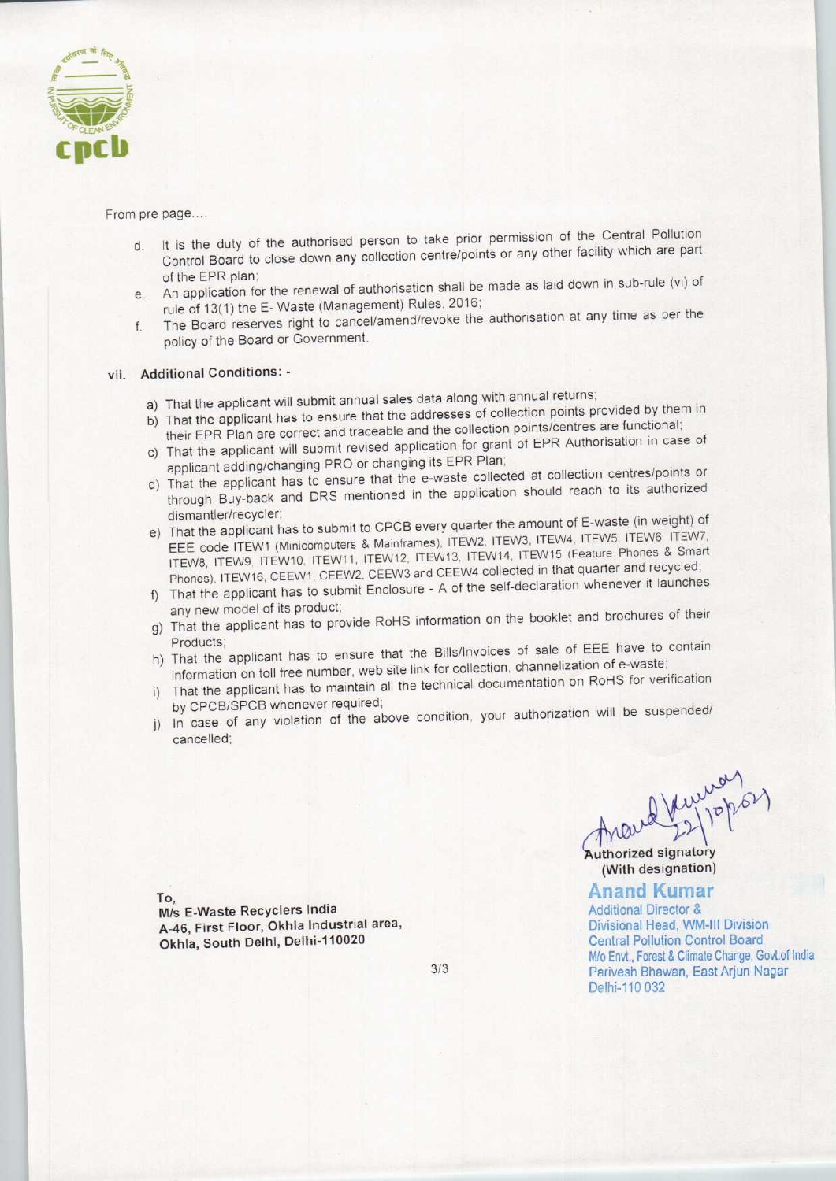From pre page.....

d. It is the duty of the authorised person to take prior permission of the Central Pollution Control Board to close down any collection centre/points or any other facility which are part of the EPR plan;
e. An application for the renewal of authorisation shall be made as laid down in sub-rule (vi) of rule of 13(1) the E- Waste (Management) Rules, 2016;
f. The Board reserves right to cancel/amend/revoke the authorisation at any time as per the policy of the Board or Government.

vii. **Additional Conditions: -**

a) That the applicant will submit annual sales data along with annual returns;
b) That the applicant has to ensure that the addresses of collection points provided by them in their EPR Plan are correct and traceable and the collection points/centres are functional;
c) That the applicant will submit revised application for grant of EPR Authorisation in case of applicant adding/changing PRO or changing its EPR Plan;
d) That the applicant has to ensure that the e-waste collected at collection centres/points or through Buy-back and DRS mentioned in the application should reach to its authorized dismantler/recycler;
e) That the applicant has to submit to CPCB every quarter the amount of E-waste (in weight) of EEE code ITEW1 (Minicomputers & Mainframes), ITEW2, ITEW3, ITEW4, ITEW5, ITEW6, ITEW7, ITEW8, ITEW9, ITEW10, ITEW11, ITEW12, ITEW13, ITEW14, ITEW15 (Feature Phones & Smart Phones), ITEW16, CEEW1, CEEW2, CEEW3 and CEEW4 collected in that quarter and recycled;
f) That the applicant has to submit Enclosure - A of the self-declaration whenever it launches any new model of its product;
g) That the applicant has to provide RoHS information on the booklet and brochures of their Products;
h) That the applicant has to ensure that the Bills/Invoices of sale of EEE have to contain information on toll free number, web site link for collection, channelization of e-waste;
i) That the applicant has to maintain all the technical documentation on RoHS for verification by CPCB/SPCB whenever required;
j) In case of any violation of the above condition, your authorization will be suspended/ cancelled;

22/10/2021

Authorized signatory
(With designation)

**Anand Kumar**
Additional Director &
Divisional Head, WM-III Division
Central Pollution Control Board
M/o Envt., Forest & Climate Change, Govt.of India
Parivesh Bhawan, East Arjun Nagar
Delhi-110 032

To,
M/s E-Waste Recyclers India
A-46, First Floor, Okhla Industrial area,
Okhla, South Delhi, Delhi-110020